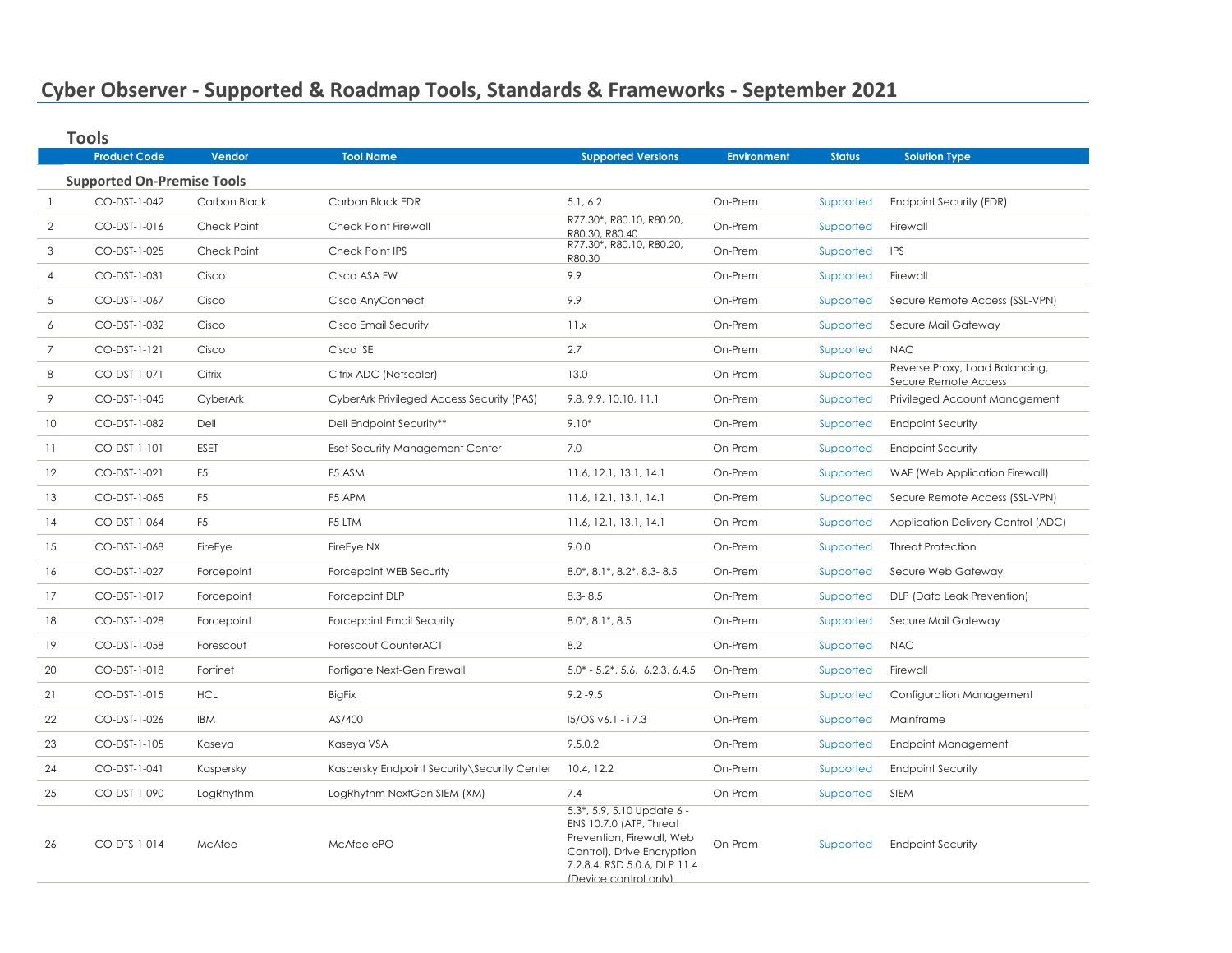# Cyber Observer - Supported & Roadmap Tools, Standards & Frameworks - September 2021

## Tools

| | Product Code | Vendor | Tool Name | Supported Versions | Environment | Status | Solution Type |
|---|---|---|---|---|---|---|---|
| **Supported On-Premise Tools** | | | | | | | |
| 1 | CO-DST-1-042 | Carbon Black | Carbon Black EDR | 5.1, 6.2 | On-Prem | Supported | Endpoint Security (EDR) |
| 2 | CO-DST-1-016 | Check Point | Check Point Firewall | R77.30*, R80.10, R80.20, R80.30, R80.40 | On-Prem | Supported | Firewall |
| 3 | CO-DST-1-025 | Check Point | Check Point IPS | R77.30*, R80.10, R80.20, R80.30 | On-Prem | Supported | IPS |
| 4 | CO-DST-1-031 | Cisco | Cisco ASA FW | 9.9 | On-Prem | Supported | Firewall |
| 5 | CO-DST-1-067 | Cisco | Cisco AnyConnect | 9.9 | On-Prem | Supported | Secure Remote Access (SSL-VPN) |
| 6 | CO-DST-1-032 | Cisco | Cisco Email Security | 11.x | On-Prem | Supported | Secure Mail Gateway |
| 7 | CO-DST-1-121 | Cisco | Cisco ISE | 2.7 | On-Prem | Supported | NAC |
| 8 | CO-DST-1-071 | Citrix | Citrix ADC (Netscaler) | 13.0 | On-Prem | Supported | Reverse Proxy, Load Balancing, Secure Remote Access |
| 9 | CO-DST-1-045 | CyberArk | CyberArk Privileged Access Security (PAS) | 9.8, 9.9, 10.10, 11.1 | On-Prem | Supported | Privileged Account Management |
| 10 | CO-DST-1-082 | Dell | Dell Endpoint Security** | 9.10* | On-Prem | Supported | Endpoint Security |
| 11 | CO-DST-1-101 | ESET | Eset Security Management Center | 7.0 | On-Prem | Supported | Endpoint Security |
| 12 | CO-DST-1-021 | F5 | F5 ASM | 11.6, 12.1, 13.1, 14.1 | On-Prem | Supported | WAF (Web Application Firewall) |
| 13 | CO-DST-1-065 | F5 | F5 APM | 11.6, 12.1, 13.1, 14.1 | On-Prem | Supported | Secure Remote Access (SSL-VPN) |
| 14 | CO-DST-1-064 | F5 | F5 LTM | 11.6, 12.1, 13.1, 14.1 | On-Prem | Supported | Application Delivery Control (ADC) |
| 15 | CO-DST-1-068 | FireEye | FireEye NX | 9.0.0 | On-Prem | Supported | Threat Protection |
| 16 | CO-DST-1-027 | Forcepoint | Forcepoint WEB Security | 8.0*, 8.1*, 8.2*, 8.3- 8.5 | On-Prem | Supported | Secure Web Gateway |
| 17 | CO-DST-1-019 | Forcepoint | Forcepoint DLP | 8.3- 8.5 | On-Prem | Supported | DLP (Data Leak Prevention) |
| 18 | CO-DST-1-028 | Forcepoint | Forcepoint Email Security | 8.0*, 8.1*, 8.5 | On-Prem | Supported | Secure Mail Gateway |
| 19 | CO-DST-1-058 | Forescout | Forescout CounterACT | 8.2 | On-Prem | Supported | NAC |
| 20 | CO-DST-1-018 | Fortinet | Fortigate Next-Gen Firewall | 5.0* - 5.2*, 5.6, 6.2.3, 6.4.5 | On-Prem | Supported | Firewall |
| 21 | CO-DST-1-015 | HCL | BigFix | 9.2 -9.5 | On-Prem | Supported | Configuration Management |
| 22 | CO-DST-1-026 | IBM | AS/400 | I5/OS v6.1 - i 7.3 | On-Prem | Supported | Mainframe |
| 23 | CO-DST-1-105 | Kaseya | Kaseya VSA | 9.5.0.2 | On-Prem | Supported | Endpoint Management |
| 24 | CO-DST-1-041 | Kaspersky | Kaspersky Endpoint Security\Security Center | 10.4, 12.2 | On-Prem | Supported | Endpoint Security |
| 25 | CO-DST-1-090 | LogRhythm | LogRhythm NextGen SIEM (XM) | 7.4 | On-Prem | Supported | SIEM |
| 26 | CO-DTS-1-014 | McAfee | McAfee ePO | 5.3*, 5.9, 5.10 Update 6 - ENS 10.7.0 (ATP, Threat Prevention, Firewall, Web Control), Drive Encryption 7.2.8.4, RSD 5.0.6, DLP 11.4 (Device control only) | On-Prem | Supported | Endpoint Security |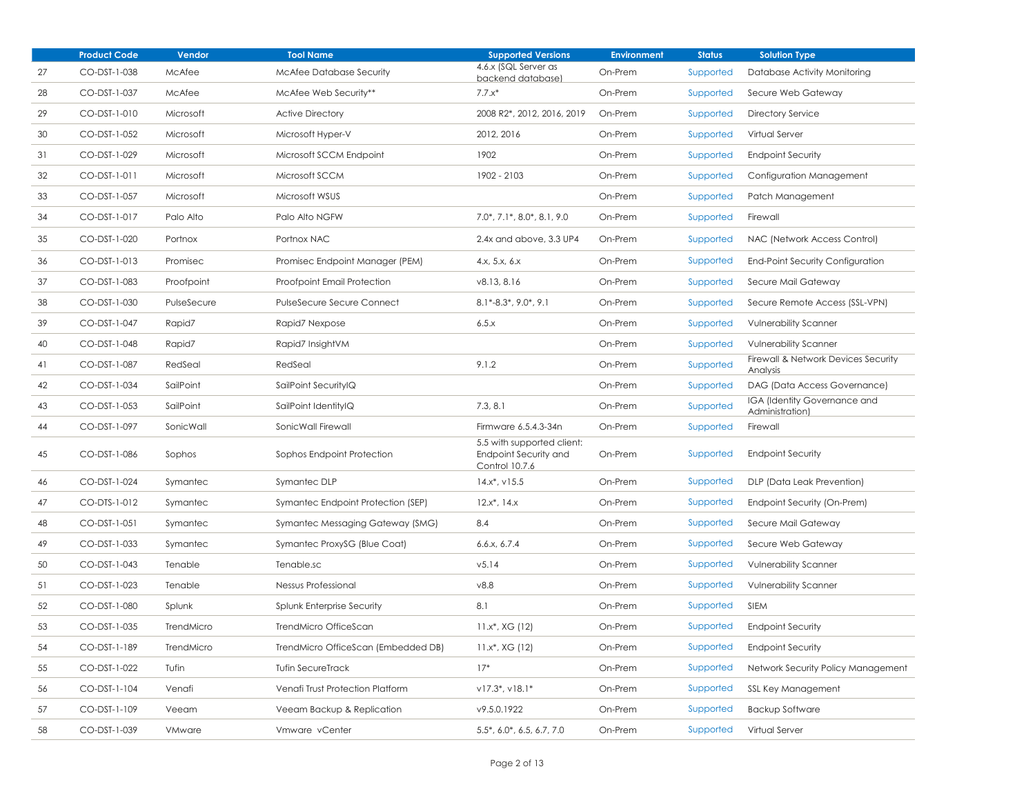| | Product Code | Vendor | Tool Name | Supported Versions | Environment | Status | Solution Type |
|---|---|---|---|---|---|---|---|
| 27 | CO-DST-1-038 | McAfee | McAfee Database Security | 4.6.x (SQL Server as backend database) | On-Prem | Supported | Database Activity Monitoring |
| 28 | CO-DST-1-037 | McAfee | McAfee Web Security** | 7.7.x* | On-Prem | Supported | Secure Web Gateway |
| 29 | CO-DST-1-010 | Microsoft | Active Directory | 2008 R2*, 2012, 2016, 2019 | On-Prem | Supported | Directory Service |
| 30 | CO-DST-1-052 | Microsoft | Microsoft Hyper-V | 2012, 2016 | On-Prem | Supported | Virtual Server |
| 31 | CO-DST-1-029 | Microsoft | Microsoft SCCM Endpoint | 1902 | On-Prem | Supported | Endpoint Security |
| 32 | CO-DST-1-011 | Microsoft | Microsoft SCCM | 1902 - 2103 | On-Prem | Supported | Configuration Management |
| 33 | CO-DST-1-057 | Microsoft | Microsoft WSUS | | On-Prem | Supported | Patch Management |
| 34 | CO-DST-1-017 | Palo Alto | Palo Alto NGFW | 7.0*, 7.1*, 8.0*, 8.1, 9.0 | On-Prem | Supported | Firewall |
| 35 | CO-DST-1-020 | Portnox | Portnox NAC | 2.4x and above, 3.3 UP4 | On-Prem | Supported | NAC (Network Access Control) |
| 36 | CO-DST-1-013 | Promisec | Promisec Endpoint Manager (PEM) | 4.x, 5.x, 6.x | On-Prem | Supported | End-Point Security Configuration |
| 37 | CO-DST-1-083 | Proofpoint | Proofpoint Email Protection | v8.13, 8.16 | On-Prem | Supported | Secure Mail Gateway |
| 38 | CO-DST-1-030 | PulseSecure | PulseSecure Secure Connect | 8.1*-8.3*, 9.0*, 9.1 | On-Prem | Supported | Secure Remote Access (SSL-VPN) |
| 39 | CO-DST-1-047 | Rapid7 | Rapid7 Nexpose | 6.5.x | On-Prem | Supported | Vulnerability Scanner |
| 40 | CO-DST-1-048 | Rapid7 | Rapid7 InsightVM | | On-Prem | Supported | Vulnerability Scanner |
| 41 | CO-DST-1-087 | RedSeal | RedSeal | 9.1.2 | On-Prem | Supported | Firewall & Network Devices Security Analysis |
| 42 | CO-DST-1-034 | SailPoint | SailPoint SecurityIQ | | On-Prem | Supported | DAG (Data Access Governance) |
| 43 | CO-DST-1-053 | SailPoint | SailPoint IdentityIQ | 7.3, 8.1 | On-Prem | Supported | IGA (Identity Governance and Administration) |
| 44 | CO-DST-1-097 | SonicWall | SonicWall Firewall | Firmware 6.5.4.3-34n | On-Prem | Supported | Firewall |
| 45 | CO-DST-1-086 | Sophos | Sophos Endpoint Protection | 5.5 with supported client: Endpoint Security and Control 10.7.6 | On-Prem | Supported | Endpoint Security |
| 46 | CO-DST-1-024 | Symantec | Symantec DLP | 14.x*, v15.5 | On-Prem | Supported | DLP (Data Leak Prevention) |
| 47 | CO-DTS-1-012 | Symantec | Symantec Endpoint Protection (SEP) | 12.x*, 14.x | On-Prem | Supported | Endpoint Security (On-Prem) |
| 48 | CO-DST-1-051 | Symantec | Symantec Messaging Gateway (SMG) | 8.4 | On-Prem | Supported | Secure Mail Gateway |
| 49 | CO-DST-1-033 | Symantec | Symantec ProxySG (Blue Coat) | 6.6.x, 6.7.4 | On-Prem | Supported | Secure Web Gateway |
| 50 | CO-DST-1-043 | Tenable | Tenable.sc | v5.14 | On-Prem | Supported | Vulnerability Scanner |
| 51 | CO-DST-1-023 | Tenable | Nessus Professional | v8.8 | On-Prem | Supported | Vulnerability Scanner |
| 52 | CO-DST-1-080 | Splunk | Splunk Enterprise Security | 8.1 | On-Prem | Supported | SIEM |
| 53 | CO-DST-1-035 | TrendMicro | TrendMicro OfficeScan | 11.x*, XG (12) | On-Prem | Supported | Endpoint Security |
| 54 | CO-DST-1-189 | TrendMicro | TrendMicro OfficeScan (Embedded DB) | 11.x*, XG (12) | On-Prem | Supported | Endpoint Security |
| 55 | CO-DST-1-022 | Tufin | Tufin SecureTrack | 17* | On-Prem | Supported | Network Security Policy Management |
| 56 | CO-DST-1-104 | Venafi | Venafi Trust Protection Platform | v17.3*, v18.1* | On-Prem | Supported | SSL Key Management |
| 57 | CO-DST-1-109 | Veeam | Veeam Backup & Replication | v9.5.0.1922 | On-Prem | Supported | Backup Software |
| 58 | CO-DST-1-039 | VMware | Vmware vCenter | 5.5*, 6.0*, 6.5, 6.7, 7.0 | On-Prem | Supported | Virtual Server |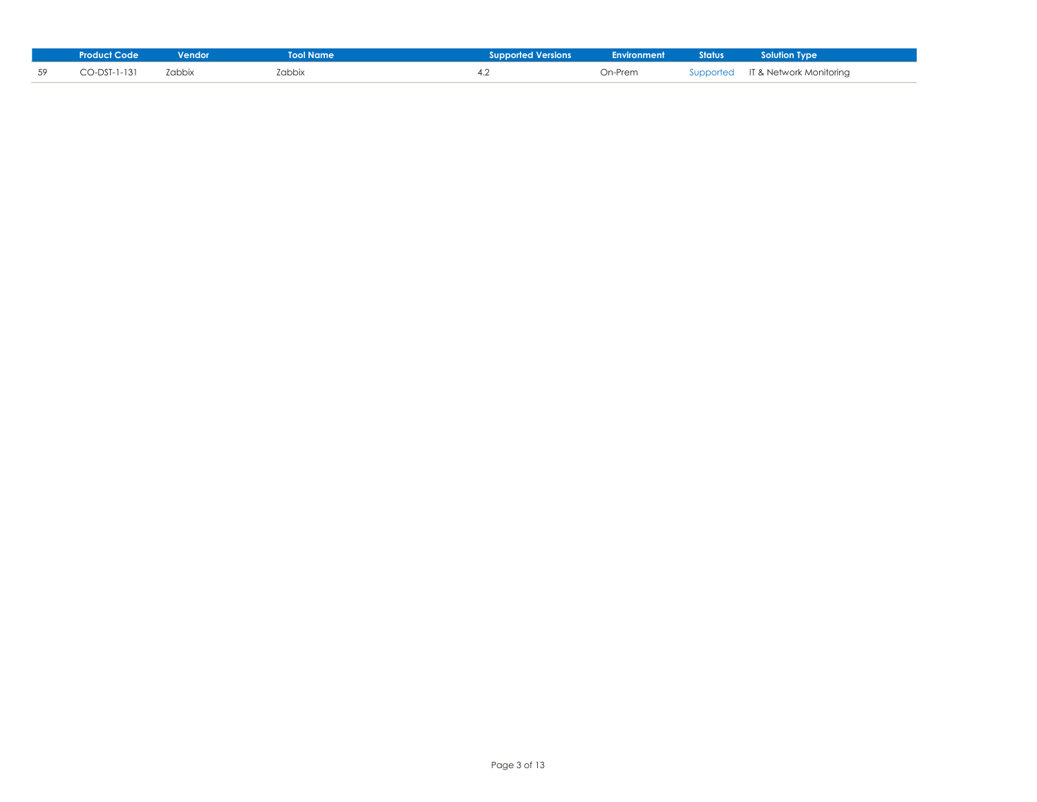| | Product Code | Vendor | Tool Name | Supported Versions | Environment | Status | Solution Type |
|---|---|---|---|---|---|---|---|
| 59 | CO-DST-1-131 | Zabbix | Zabbix | 4.2 | On-Prem | Supported | IT & Network Monitoring |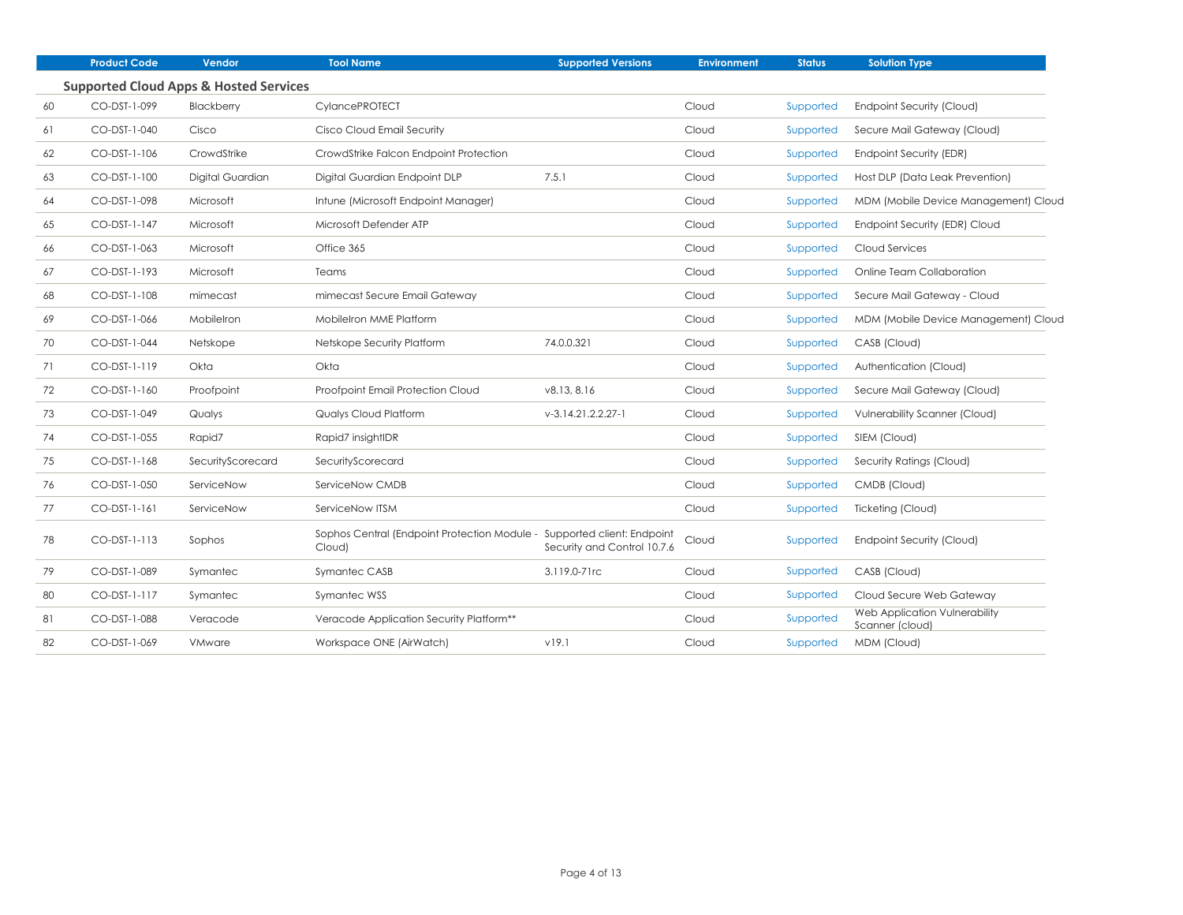|  | Product Code | Vendor | Tool Name | Supported Versions | Environment | Status | Solution Type |
|---|---|---|---|---|---|---|---|
| **Supported Cloud Apps & Hosted Services** | | | | | | | |
| 60 | CO-DST-1-099 | Blackberry | CylancePROTECT |  | Cloud | Supported | Endpoint Security (Cloud) |
| 61 | CO-DST-1-040 | Cisco | Cisco Cloud Email Security |  | Cloud | Supported | Secure Mail Gateway (Cloud) |
| 62 | CO-DST-1-106 | CrowdStrike | CrowdStrike Falcon Endpoint Protection |  | Cloud | Supported | Endpoint Security (EDR) |
| 63 | CO-DST-1-100 | Digital Guardian | Digital Guardian Endpoint DLP | 7.5.1 | Cloud | Supported | Host DLP (Data Leak Prevention) |
| 64 | CO-DST-1-098 | Microsoft | Intune (Microsoft Endpoint Manager) |  | Cloud | Supported | MDM (Mobile Device Management) Cloud |
| 65 | CO-DST-1-147 | Microsoft | Microsoft Defender ATP |  | Cloud | Supported | Endpoint Security (EDR) Cloud |
| 66 | CO-DST-1-063 | Microsoft | Office 365 |  | Cloud | Supported | Cloud Services |
| 67 | CO-DST-1-193 | Microsoft | Teams |  | Cloud | Supported | Online Team Collaboration |
| 68 | CO-DST-1-108 | mimecast | mimecast Secure Email Gateway |  | Cloud | Supported | Secure Mail Gateway - Cloud |
| 69 | CO-DST-1-066 | MobileIron | MobileIron MME Platform |  | Cloud | Supported | MDM (Mobile Device Management) Cloud |
| 70 | CO-DST-1-044 | Netskope | Netskope Security Platform | 74.0.0.321 | Cloud | Supported | CASB (Cloud) |
| 71 | CO-DST-1-119 | Okta | Okta |  | Cloud | Supported | Authentication (Cloud) |
| 72 | CO-DST-1-160 | Proofpoint | Proofpoint Email Protection Cloud | v8.13, 8.16 | Cloud | Supported | Secure Mail Gateway (Cloud) |
| 73 | CO-DST-1-049 | Qualys | Qualys Cloud Platform | v-3.14.21.2.2.27-1 | Cloud | Supported | Vulnerability Scanner (Cloud) |
| 74 | CO-DST-1-055 | Rapid7 | Rapid7 insightIDR |  | Cloud | Supported | SIEM (Cloud) |
| 75 | CO-DST-1-168 | SecurityScorecard | SecurityScorecard |  | Cloud | Supported | Security Ratings (Cloud) |
| 76 | CO-DST-1-050 | ServiceNow | ServiceNow CMDB |  | Cloud | Supported | CMDB (Cloud) |
| 77 | CO-DST-1-161 | ServiceNow | ServiceNow ITSM |  | Cloud | Supported | Ticketing (Cloud) |
| 78 | CO-DST-1-113 | Sophos | Sophos Central (Endpoint Protection Module - Cloud) | Supported client: Endpoint Security and Control 10.7.6 | Cloud | Supported | Endpoint Security (Cloud) |
| 79 | CO-DST-1-089 | Symantec | Symantec CASB | 3.119.0-71rc | Cloud | Supported | CASB (Cloud) |
| 80 | CO-DST-1-117 | Symantec | Symantec WSS |  | Cloud | Supported | Cloud Secure Web Gateway |
| 81 | CO-DST-1-088 | Veracode | Veracode Application Security Platform** |  | Cloud | Supported | Web Application Vulnerability Scanner (cloud) |
| 82 | CO-DST-1-069 | VMware | Workspace ONE (AirWatch) | v19.1 | Cloud | Supported | MDM (Cloud) |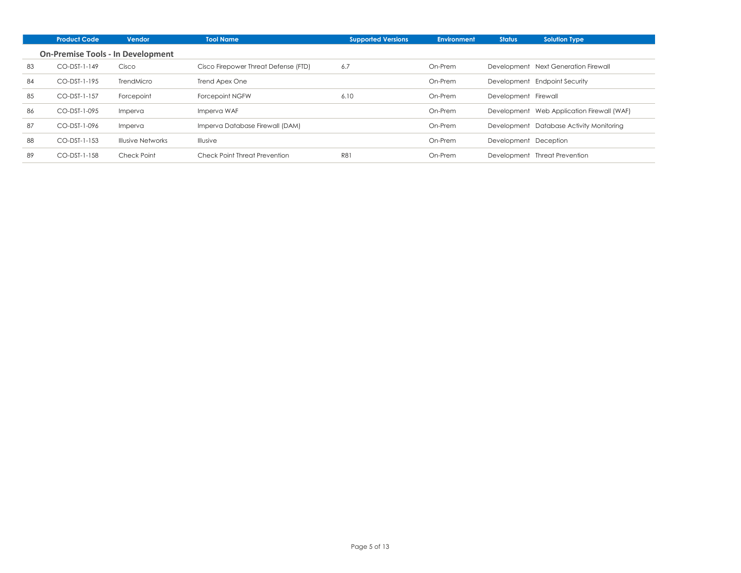| | Product Code | Vendor | Tool Name | Supported Versions | Environment | Status | Solution Type |
|---|---|---|---|---|---|---|---|
| **On-Premise Tools - In Development** | | | | | | | |
| 83 | CO-DST-1-149 | Cisco | Cisco Firepower Threat Defense (FTD) | 6.7 | On-Prem | Development | Next Generation Firewall |
| 84 | CO-DST-1-195 | TrendMicro | Trend Apex One | | On-Prem | Development | Endpoint Security |
| 85 | CO-DST-1-157 | Forcepoint | Forcepoint NGFW | 6.10 | On-Prem | Development | Firewall |
| 86 | CO-DST-1-095 | Imperva | Imperva WAF | | On-Prem | Development | Web Application Firewall (WAF) |
| 87 | CO-DST-1-096 | Imperva | Imperva Database Firewall (DAM) | | On-Prem | Development | Database Activity Monitoring |
| 88 | CO-DST-1-153 | Illusive Networks | Illusive | | On-Prem | Development | Deception |
| 89 | CO-DST-1-158 | Check Point | Check Point Threat Prevention | R81 | On-Prem | Development | Threat Prevention |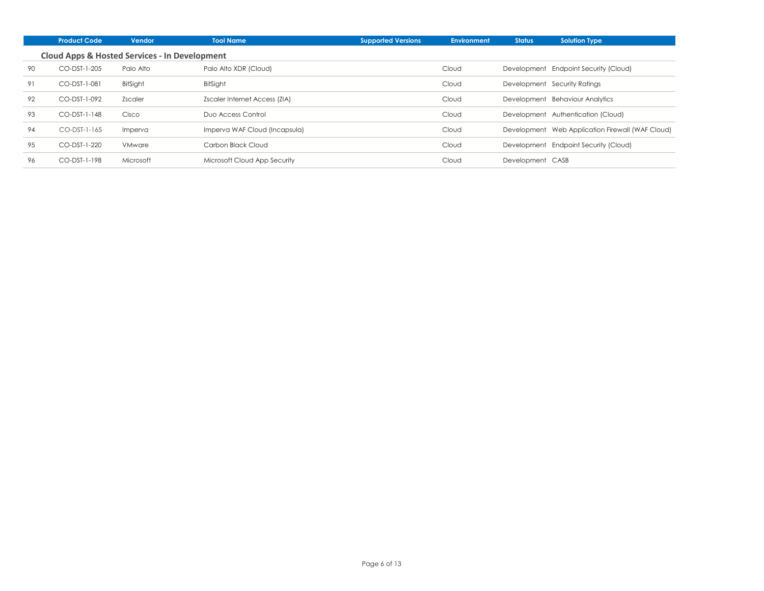| | Product Code | Vendor | Tool Name | Supported Versions | Environment | Status | Solution Type |
|---|---|---|---|---|---|---|---|
| | **Cloud Apps & Hosted Services - In Development** | | | | | | |
| 90 | CO-DST-1-205 | Palo Alto | Palo Alto XDR (Cloud) | | Cloud | Development | Endpoint Security (Cloud) |
| 91 | CO-DST-1-081 | BitSight | BitSight | | Cloud | Development | Security Ratings |
| 92 | CO-DST-1-092 | Zscaler | Zscaler Internet Access (ZIA) | | Cloud | Development | Behaviour Analytics |
| 93 | CO-DST-1-148 | Cisco | Duo Access Control | | Cloud | Development | Authentication (Cloud) |
| 94 | CO-DST-1-165 | Imperva | Imperva WAF Cloud (Incapsula) | | Cloud | Development | Web Application Firewall (WAF Cloud) |
| 95 | CO-DST-1-220 | VMware | Carbon Black Cloud | | Cloud | Development | Endpoint Security (Cloud) |
| 96 | CO-DST-1-198 | Microsoft | Microsoft Cloud App Security | | Cloud | Development | CASB |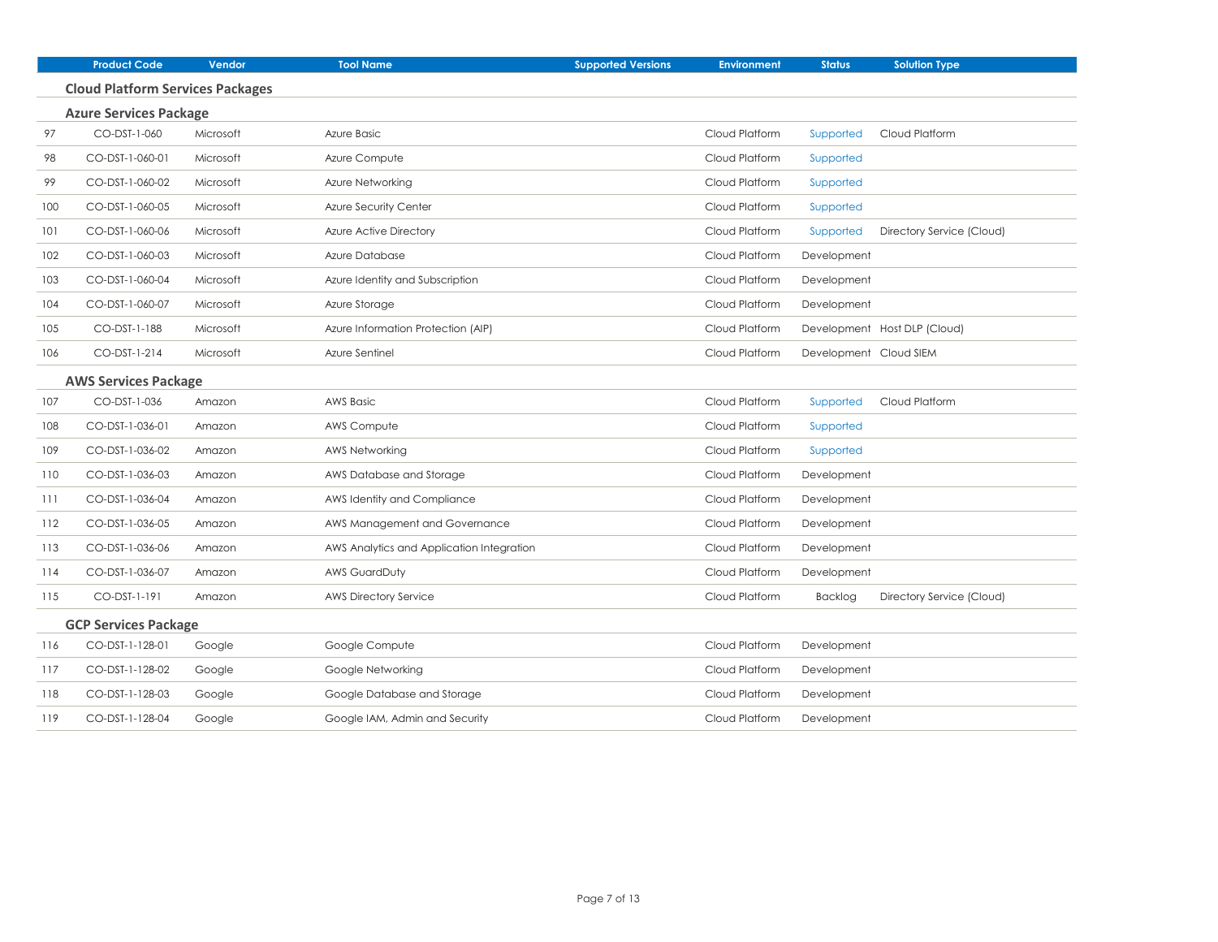| | Product Code | Vendor | Tool Name | Supported Versions | Environment | Status | Solution Type |
|---|---|---|---|---|---|---|---|
| **Cloud Platform Services Packages** | | | | | | | |
| **Azure Services Package** | | | | | | | |
| 97 | CO-DST-1-060 | Microsoft | Azure Basic | | Cloud Platform | Supported | Cloud Platform |
| 98 | CO-DST-1-060-01 | Microsoft | Azure Compute | | Cloud Platform | Supported | |
| 99 | CO-DST-1-060-02 | Microsoft | Azure Networking | | Cloud Platform | Supported | |
| 100 | CO-DST-1-060-05 | Microsoft | Azure Security Center | | Cloud Platform | Supported | |
| 101 | CO-DST-1-060-06 | Microsoft | Azure Active Directory | | Cloud Platform | Supported | Directory Service (Cloud) |
| 102 | CO-DST-1-060-03 | Microsoft | Azure Database | | Cloud Platform | Development | |
| 103 | CO-DST-1-060-04 | Microsoft | Azure Identity and Subscription | | Cloud Platform | Development | |
| 104 | CO-DST-1-060-07 | Microsoft | Azure Storage | | Cloud Platform | Development | |
| 105 | CO-DST-1-188 | Microsoft | Azure Information Protection (AIP) | | Cloud Platform | Development | Host DLP (Cloud) |
| 106 | CO-DST-1-214 | Microsoft | Azure Sentinel | | Cloud Platform | Development | Cloud SIEM |
| **AWS Services Package** | | | | | | | |
| 107 | CO-DST-1-036 | Amazon | AWS Basic | | Cloud Platform | Supported | Cloud Platform |
| 108 | CO-DST-1-036-01 | Amazon | AWS Compute | | Cloud Platform | Supported | |
| 109 | CO-DST-1-036-02 | Amazon | AWS Networking | | Cloud Platform | Supported | |
| 110 | CO-DST-1-036-03 | Amazon | AWS Database and Storage | | Cloud Platform | Development | |
| 111 | CO-DST-1-036-04 | Amazon | AWS Identity and Compliance | | Cloud Platform | Development | |
| 112 | CO-DST-1-036-05 | Amazon | AWS Management and Governance | | Cloud Platform | Development | |
| 113 | CO-DST-1-036-06 | Amazon | AWS Analytics and Application Integration | | Cloud Platform | Development | |
| 114 | CO-DST-1-036-07 | Amazon | AWS GuardDuty | | Cloud Platform | Development | |
| 115 | CO-DST-1-191 | Amazon | AWS Directory Service | | Cloud Platform | Backlog | Directory Service (Cloud) |
| **GCP Services Package** | | | | | | | |
| 116 | CO-DST-1-128-01 | Google | Google Compute | | Cloud Platform | Development | |
| 117 | CO-DST-1-128-02 | Google | Google Networking | | Cloud Platform | Development | |
| 118 | CO-DST-1-128-03 | Google | Google Database and Storage | | Cloud Platform | Development | |
| 119 | CO-DST-1-128-04 | Google | Google IAM, Admin and Security | | Cloud Platform | Development | |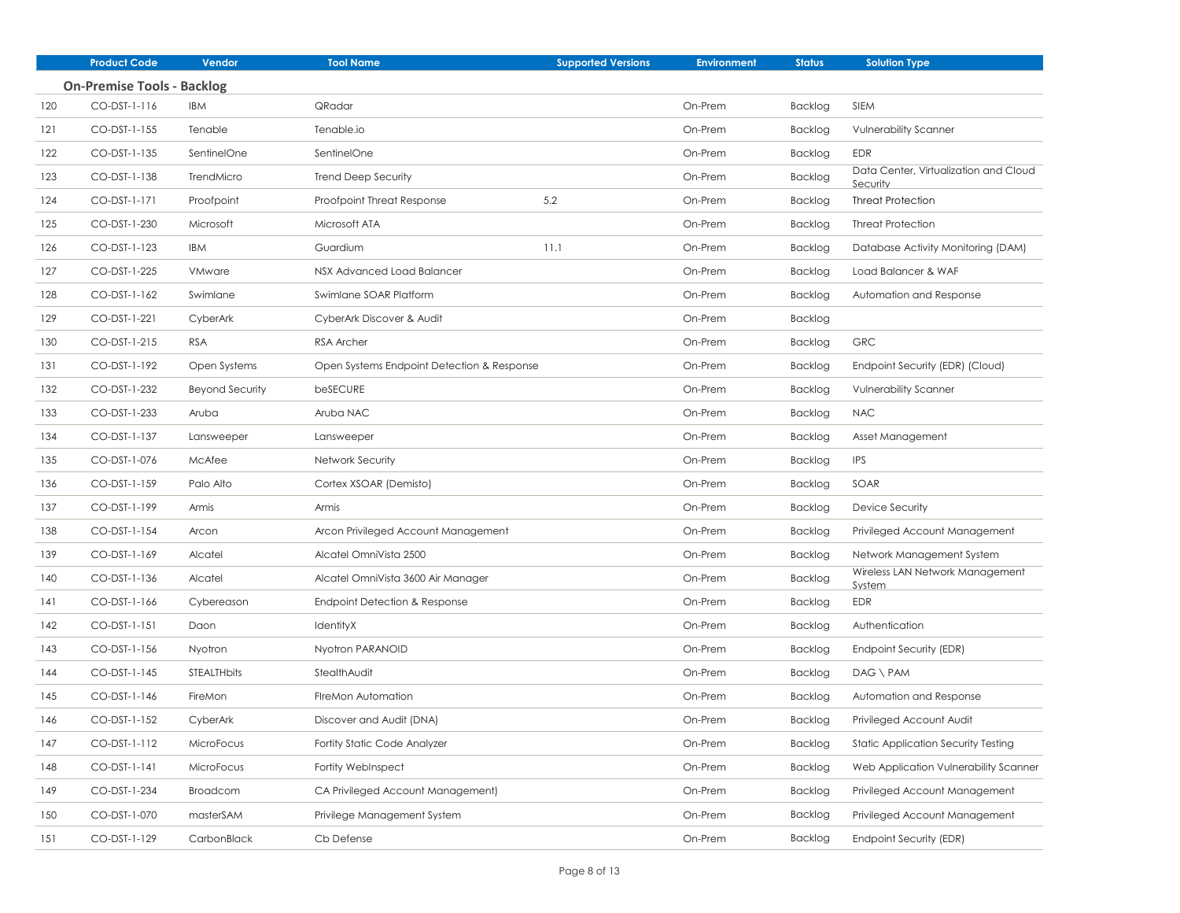| | Product Code | Vendor | Tool Name | Supported Versions | Environment | Status | Solution Type |
|---|---|---|---|---|---|---|---|
| **On-Premise Tools - Backlog** | | | | | | | |
| 120 | CO-DST-1-116 | IBM | QRadar | | On-Prem | Backlog | SIEM |
| 121 | CO-DST-1-155 | Tenable | Tenable.io | | On-Prem | Backlog | Vulnerability Scanner |
| 122 | CO-DST-1-135 | SentinelOne | SentinelOne | | On-Prem | Backlog | EDR |
| 123 | CO-DST-1-138 | TrendMicro | Trend Deep Security | | On-Prem | Backlog | Data Center, Virtualization and Cloud Security |
| 124 | CO-DST-1-171 | Proofpoint | Proofpoint Threat Response | 5.2 | On-Prem | Backlog | Threat Protection |
| 125 | CO-DST-1-230 | Microsoft | Microsoft ATA | | On-Prem | Backlog | Threat Protection |
| 126 | CO-DST-1-123 | IBM | Guardium | 11.1 | On-Prem | Backlog | Database Activity Monitoring (DAM) |
| 127 | CO-DST-1-225 | VMware | NSX Advanced Load Balancer | | On-Prem | Backlog | Load Balancer & WAF |
| 128 | CO-DST-1-162 | Swimlane | Swimlane SOAR Platform | | On-Prem | Backlog | Automation and Response |
| 129 | CO-DST-1-221 | CyberArk | CyberArk Discover & Audit | | On-Prem | Backlog | |
| 130 | CO-DST-1-215 | RSA | RSA Archer | | On-Prem | Backlog | GRC |
| 131 | CO-DST-1-192 | Open Systems | Open Systems Endpoint Detection & Response | | On-Prem | Backlog | Endpoint Security (EDR) (Cloud) |
| 132 | CO-DST-1-232 | Beyond Security | beSECURE | | On-Prem | Backlog | Vulnerability Scanner |
| 133 | CO-DST-1-233 | Aruba | Aruba NAC | | On-Prem | Backlog | NAC |
| 134 | CO-DST-1-137 | Lansweeper | Lansweeper | | On-Prem | Backlog | Asset Management |
| 135 | CO-DST-1-076 | McAfee | Network Security | | On-Prem | Backlog | IPS |
| 136 | CO-DST-1-159 | Palo Alto | Cortex XSOAR (Demisto) | | On-Prem | Backlog | SOAR |
| 137 | CO-DST-1-199 | Armis | Armis | | On-Prem | Backlog | Device Security |
| 138 | CO-DST-1-154 | Arcon | Arcon Privileged Account Management | | On-Prem | Backlog | Privileged Account Management |
| 139 | CO-DST-1-169 | Alcatel | Alcatel OmniVista 2500 | | On-Prem | Backlog | Network Management System |
| 140 | CO-DST-1-136 | Alcatel | Alcatel OmniVista 3600 Air Manager | | On-Prem | Backlog | Wireless LAN Network Management System |
| 141 | CO-DST-1-166 | Cybereason | Endpoint Detection & Response | | On-Prem | Backlog | EDR |
| 142 | CO-DST-1-151 | Daon | IdentityX | | On-Prem | Backlog | Authentication |
| 143 | CO-DST-1-156 | Nyotron | Nyotron PARANOID | | On-Prem | Backlog | Endpoint Security (EDR) |
| 144 | CO-DST-1-145 | STEALTHbits | StealthAudit | | On-Prem | Backlog | DAG \ PAM |
| 145 | CO-DST-1-146 | FireMon | FIreMon Automation | | On-Prem | Backlog | Automation and Response |
| 146 | CO-DST-1-152 | CyberArk | Discover and Audit (DNA) | | On-Prem | Backlog | Privileged Account Audit |
| 147 | CO-DST-1-112 | MicroFocus | Fortify Static Code Analyzer | | On-Prem | Backlog | Static Application Security Testing |
| 148 | CO-DST-1-141 | MicroFocus | Fortify WebInspect | | On-Prem | Backlog | Web Application Vulnerability Scanner |
| 149 | CO-DST-1-234 | Broadcom | CA Privileged Account Management) | | On-Prem | Backlog | Privileged Account Management |
| 150 | CO-DST-1-070 | masterSAM | Privilege Management System | | On-Prem | Backlog | Privileged Account Management |
| 151 | CO-DST-1-129 | CarbonBlack | Cb Defense | | On-Prem | Backlog | Endpoint Security (EDR) |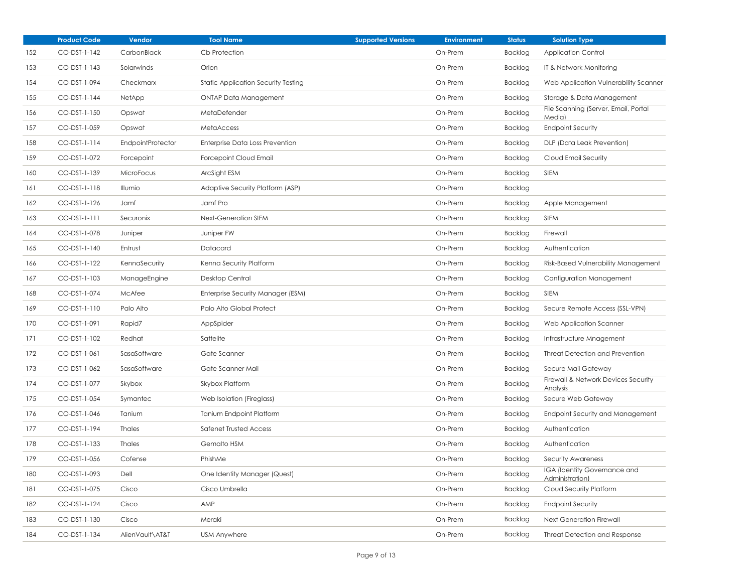| | Product Code | Vendor | Tool Name | Supported Versions | Environment | Status | Solution Type |
|---|---|---|---|---|---|---|---|
| 152 | CO-DST-1-142 | CarbonBlack | Cb Protection | | On-Prem | Backlog | Application Control |
| 153 | CO-DST-1-143 | Solarwinds | Orion | | On-Prem | Backlog | IT & Network Monitoring |
| 154 | CO-DST-1-094 | Checkmarx | Static Application Security Testing | | On-Prem | Backlog | Web Application Vulnerability Scanner |
| 155 | CO-DST-1-144 | NetApp | ONTAP Data Management | | On-Prem | Backlog | Storage & Data Management |
| 156 | CO-DST-1-150 | Opswat | MetaDefender | | On-Prem | Backlog | File Scanning (Server, Email, Portal Media) |
| 157 | CO-DST-1-059 | Opswat | MetaAccess | | On-Prem | Backlog | Endpoint Security |
| 158 | CO-DST-1-114 | EndpointProtector | Enterprise Data Loss Prevention | | On-Prem | Backlog | DLP (Data Leak Prevention) |
| 159 | CO-DST-1-072 | Forcepoint | Forcepoint Cloud Email | | On-Prem | Backlog | Cloud Email Security |
| 160 | CO-DST-1-139 | MicroFocus | ArcSight ESM | | On-Prem | Backlog | SIEM |
| 161 | CO-DST-1-118 | Illumio | Adaptive Security Platform (ASP) | | On-Prem | Backlog | |
| 162 | CO-DST-1-126 | Jamf | Jamf Pro | | On-Prem | Backlog | Apple Management |
| 163 | CO-DST-1-111 | Securonix | Next-Generation SIEM | | On-Prem | Backlog | SIEM |
| 164 | CO-DST-1-078 | Juniper | Juniper FW | | On-Prem | Backlog | Firewall |
| 165 | CO-DST-1-140 | Entrust | Datacard | | On-Prem | Backlog | Authentication |
| 166 | CO-DST-1-122 | KennaSecurity | Kenna Security Platform | | On-Prem | Backlog | Risk-Based Vulnerability Management |
| 167 | CO-DST-1-103 | ManageEngine | Desktop Central | | On-Prem | Backlog | Configuration Management |
| 168 | CO-DST-1-074 | McAfee | Enterprise Security Manager (ESM) | | On-Prem | Backlog | SIEM |
| 169 | CO-DST-1-110 | Palo Alto | Palo Alto Global Protect | | On-Prem | Backlog | Secure Remote Access (SSL-VPN) |
| 170 | CO-DST-1-091 | Rapid7 | AppSpider | | On-Prem | Backlog | Web Application Scanner |
| 171 | CO-DST-1-102 | Redhat | Sattelite | | On-Prem | Backlog | Infrastructure Mnagement |
| 172 | CO-DST-1-061 | SasaSoftware | Gate Scanner | | On-Prem | Backlog | Threat Detection and Prevention |
| 173 | CO-DST-1-062 | SasaSoftware | Gate Scanner Mail | | On-Prem | Backlog | Secure Mail Gateway |
| 174 | CO-DST-1-077 | Skybox | Skybox Platform | | On-Prem | Backlog | Firewall & Network Devices Security Analysis |
| 175 | CO-DST-1-054 | Symantec | Web Isolation (Fireglass) | | On-Prem | Backlog | Secure Web Gateway |
| 176 | CO-DST-1-046 | Tanium | Tanium Endpoint Platform | | On-Prem | Backlog | Endpoint Security and Management |
| 177 | CO-DST-1-194 | Thales | Safenet Trusted Access | | On-Prem | Backlog | Authentication |
| 178 | CO-DST-1-133 | Thales | Gemalto HSM | | On-Prem | Backlog | Authentication |
| 179 | CO-DST-1-056 | Cofense | PhishMe | | On-Prem | Backlog | Security Awareness |
| 180 | CO-DST-1-093 | Dell | One Identity Manager (Quest) | | On-Prem | Backlog | IGA (Identity Governance and Administration) |
| 181 | CO-DST-1-075 | Cisco | Cisco Umbrella | | On-Prem | Backlog | Cloud Security Platform |
| 182 | CO-DST-1-124 | Cisco | AMP | | On-Prem | Backlog | Endpoint Security |
| 183 | CO-DST-1-130 | Cisco | Meraki | | On-Prem | Backlog | Next Generation Firewall |
| 184 | CO-DST-1-134 | AlienVault\AT&T | USM Anywhere | | On-Prem | Backlog | Threat Detection and Response |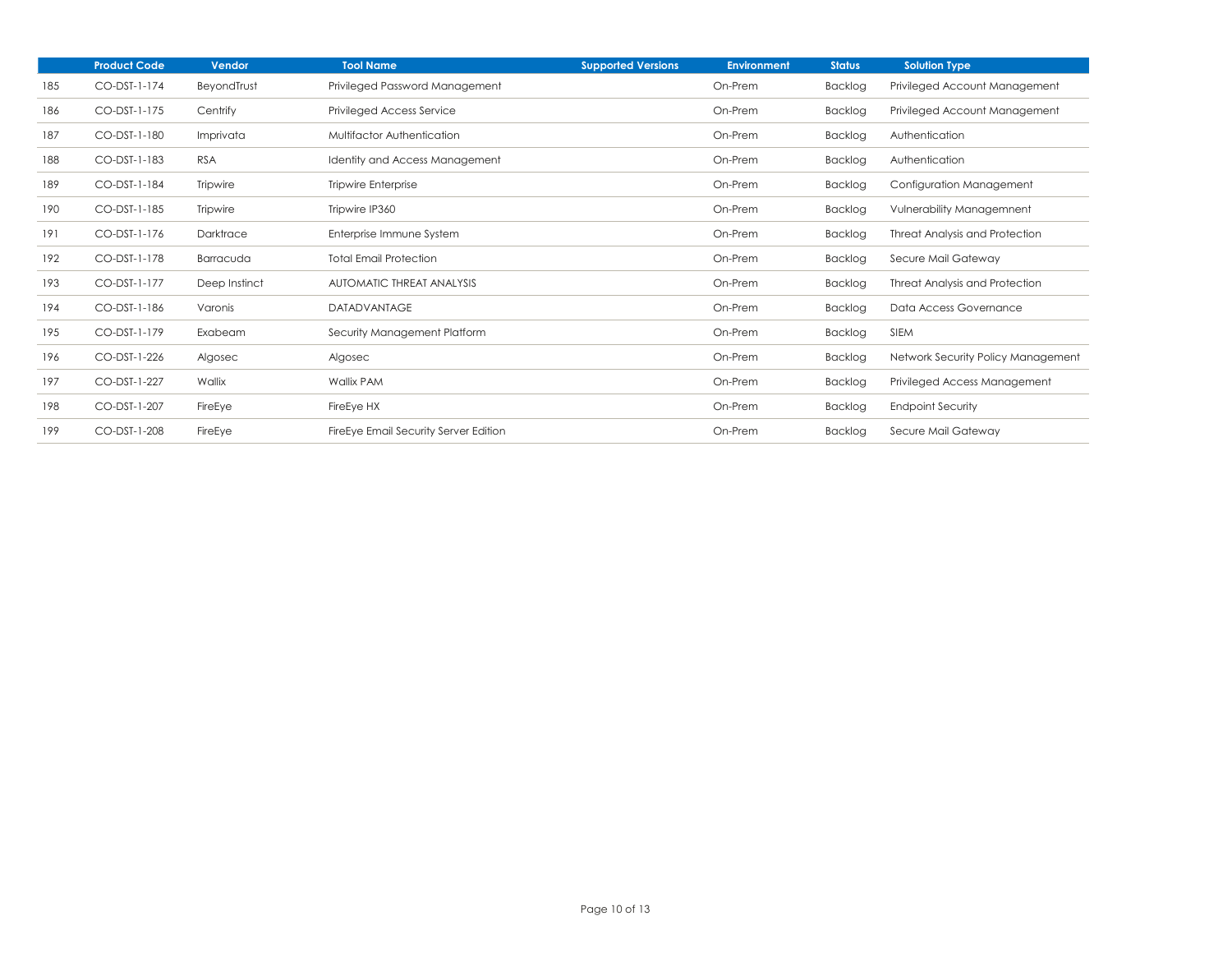|  | Product Code | Vendor | Tool Name | Supported Versions | Environment | Status | Solution Type |
|---|---|---|---|---|---|---|---|
| 185 | CO-DST-1-174 | BeyondTrust | Privileged Password Management |  | On-Prem | Backlog | Privileged Account Management |
| 186 | CO-DST-1-175 | Centrify | Privileged Access Service |  | On-Prem | Backlog | Privileged Account Management |
| 187 | CO-DST-1-180 | Imprivata | Multifactor Authentication |  | On-Prem | Backlog | Authentication |
| 188 | CO-DST-1-183 | RSA | Identity and Access Management |  | On-Prem | Backlog | Authentication |
| 189 | CO-DST-1-184 | Tripwire | Tripwire Enterprise |  | On-Prem | Backlog | Configuration Management |
| 190 | CO-DST-1-185 | Tripwire | Tripwire IP360 |  | On-Prem | Backlog | Vulnerability Managemnent |
| 191 | CO-DST-1-176 | Darktrace | Enterprise Immune System |  | On-Prem | Backlog | Threat Analysis and Protection |
| 192 | CO-DST-1-178 | Barracuda | Total Email Protection |  | On-Prem | Backlog | Secure Mail Gateway |
| 193 | CO-DST-1-177 | Deep Instinct | AUTOMATIC THREAT ANALYSIS |  | On-Prem | Backlog | Threat Analysis and Protection |
| 194 | CO-DST-1-186 | Varonis | DATADVANTAGE |  | On-Prem | Backlog | Data Access Governance |
| 195 | CO-DST-1-179 | Exabeam | Security Management Platform |  | On-Prem | Backlog | SIEM |
| 196 | CO-DST-1-226 | Algosec | Algosec |  | On-Prem | Backlog | Network Security Policy Management |
| 197 | CO-DST-1-227 | Wallix | Wallix PAM |  | On-Prem | Backlog | Privileged Access Management |
| 198 | CO-DST-1-207 | FireEye | FireEye HX |  | On-Prem | Backlog | Endpoint Security |
| 199 | CO-DST-1-208 | FireEye | FireEye Email Security Server Edition |  | On-Prem | Backlog | Secure Mail Gateway |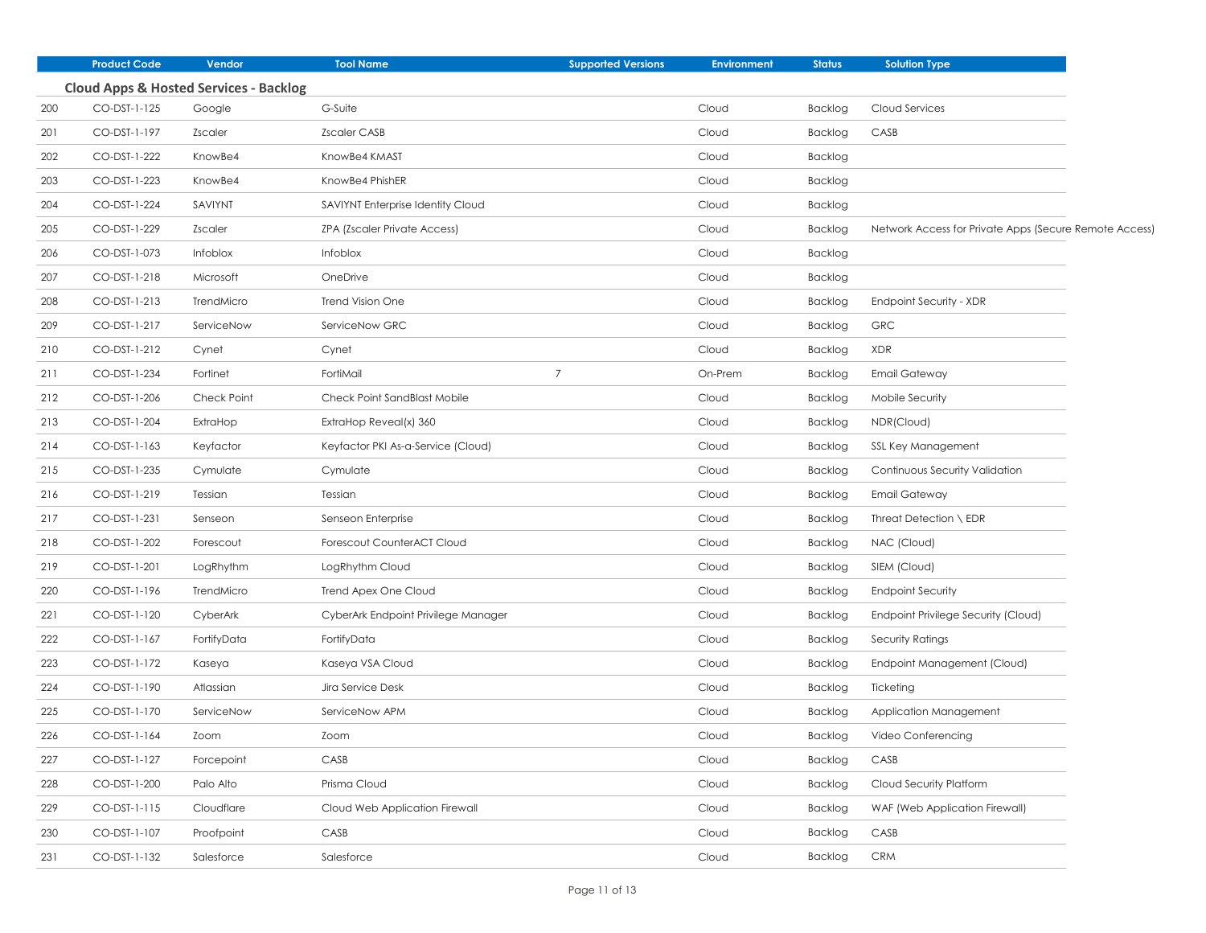| | Product Code | Vendor | Tool Name | Supported Versions | Environment | Status | Solution Type |
|---|---|---|---|---|---|---|---|
| | **Cloud Apps & Hosted Services - Backlog** | | | | | | |
| 200 | CO-DST-1-125 | Google | G-Suite | | Cloud | Backlog | Cloud Services |
| 201 | CO-DST-1-197 | Zscaler | Zscaler CASB | | Cloud | Backlog | CASB |
| 202 | CO-DST-1-222 | KnowBe4 | KnowBe4 KMAST | | Cloud | Backlog | |
| 203 | CO-DST-1-223 | KnowBe4 | KnowBe4 PhishER | | Cloud | Backlog | |
| 204 | CO-DST-1-224 | SAVIYNT | SAVIYNT Enterprise Identity Cloud | | Cloud | Backlog | |
| 205 | CO-DST-1-229 | Zscaler | ZPA (Zscaler Private Access) | | Cloud | Backlog | Network Access for Private Apps (Secure Remote Access) |
| 206 | CO-DST-1-073 | Infoblox | Infoblox | | Cloud | Backlog | |
| 207 | CO-DST-1-218 | Microsoft | OneDrive | | Cloud | Backlog | |
| 208 | CO-DST-1-213 | TrendMicro | Trend Vision One | | Cloud | Backlog | Endpoint Security - XDR |
| 209 | CO-DST-1-217 | ServiceNow | ServiceNow GRC | | Cloud | Backlog | GRC |
| 210 | CO-DST-1-212 | Cynet | Cynet | | Cloud | Backlog | XDR |
| 211 | CO-DST-1-234 | Fortinet | FortiMail | 7 | On-Prem | Backlog | Email Gateway |
| 212 | CO-DST-1-206 | Check Point | Check Point SandBlast Mobile | | Cloud | Backlog | Mobile Security |
| 213 | CO-DST-1-204 | ExtraHop | ExtraHop Reveal(x) 360 | | Cloud | Backlog | NDR(Cloud) |
| 214 | CO-DST-1-163 | Keyfactor | Keyfactor PKI As-a-Service (Cloud) | | Cloud | Backlog | SSL Key Management |
| 215 | CO-DST-1-235 | Cymulate | Cymulate | | Cloud | Backlog | Continuous Security Validation |
| 216 | CO-DST-1-219 | Tessian | Tessian | | Cloud | Backlog | Email Gateway |
| 217 | CO-DST-1-231 | Senseon | Senseon Enterprise | | Cloud | Backlog | Threat Detection \ EDR |
| 218 | CO-DST-1-202 | Forescout | Forescout CounterACT Cloud | | Cloud | Backlog | NAC (Cloud) |
| 219 | CO-DST-1-201 | LogRhythm | LogRhythm Cloud | | Cloud | Backlog | SIEM (Cloud) |
| 220 | CO-DST-1-196 | TrendMicro | Trend Apex One Cloud | | Cloud | Backlog | Endpoint Security |
| 221 | CO-DST-1-120 | CyberArk | CyberArk Endpoint Privilege Manager | | Cloud | Backlog | Endpoint Privilege Security (Cloud) |
| 222 | CO-DST-1-167 | FortifyData | FortifyData | | Cloud | Backlog | Security Ratings |
| 223 | CO-DST-1-172 | Kaseya | Kaseya VSA Cloud | | Cloud | Backlog | Endpoint Management (Cloud) |
| 224 | CO-DST-1-190 | Atlassian | Jira Service Desk | | Cloud | Backlog | Ticketing |
| 225 | CO-DST-1-170 | ServiceNow | ServiceNow APM | | Cloud | Backlog | Application Management |
| 226 | CO-DST-1-164 | Zoom | Zoom | | Cloud | Backlog | Video Conferencing |
| 227 | CO-DST-1-127 | Forcepoint | CASB | | Cloud | Backlog | CASB |
| 228 | CO-DST-1-200 | Palo Alto | Prisma Cloud | | Cloud | Backlog | Cloud Security Platform |
| 229 | CO-DST-1-115 | Cloudflare | Cloud Web Application Firewall | | Cloud | Backlog | WAF (Web Application Firewall) |
| 230 | CO-DST-1-107 | Proofpoint | CASB | | Cloud | Backlog | CASB |
| 231 | CO-DST-1-132 | Salesforce | Salesforce | | Cloud | Backlog | CRM |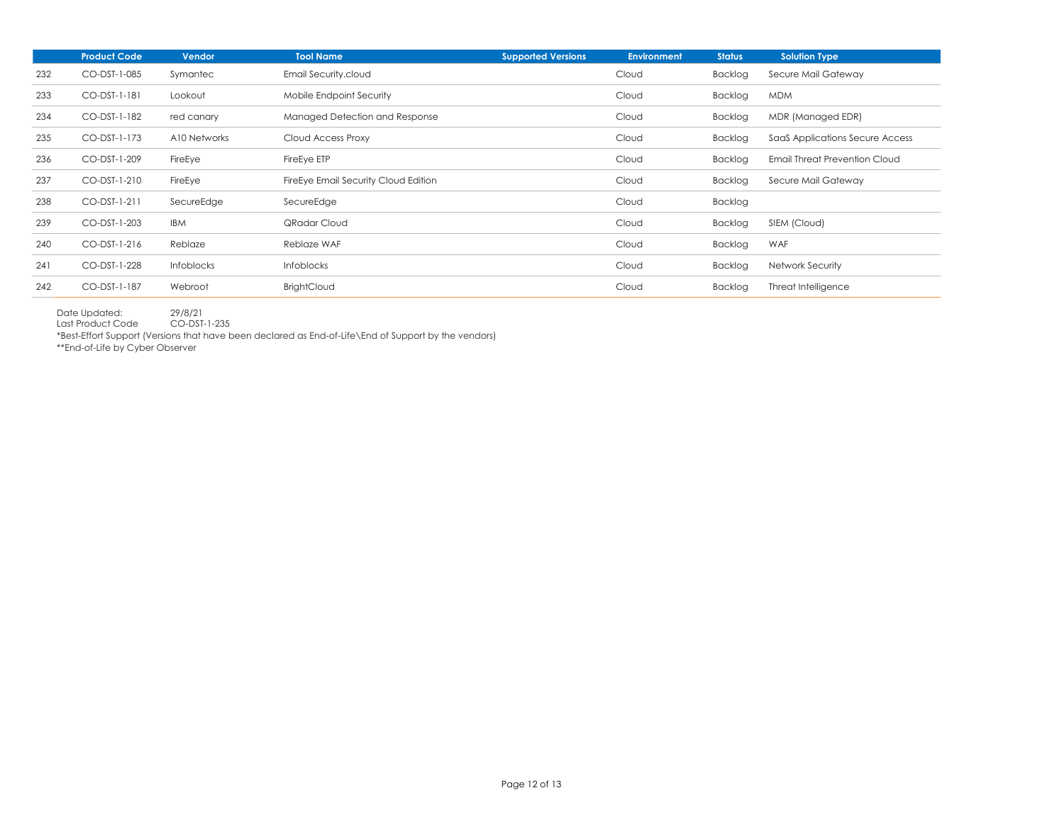| | Product Code | Vendor | Tool Name | Supported Versions | Environment | Status | Solution Type |
|---|---|---|---|---|---|---|---|
| 232 | CO-DST-1-085 | Symantec | Email Security.cloud | | Cloud | Backlog | Secure Mail Gateway |
| 233 | CO-DST-1-181 | Lookout | Mobile Endpoint Security | | Cloud | Backlog | MDM |
| 234 | CO-DST-1-182 | red canary | Managed Detection and Response | | Cloud | Backlog | MDR (Managed EDR) |
| 235 | CO-DST-1-173 | A10 Networks | Cloud Access Proxy | | Cloud | Backlog | SaaS Applications Secure Access |
| 236 | CO-DST-1-209 | FireEye | FireEye ETP | | Cloud | Backlog | Email Threat Prevention Cloud |
| 237 | CO-DST-1-210 | FireEye | FireEye Email Security Cloud Edition | | Cloud | Backlog | Secure Mail Gateway |
| 238 | CO-DST-1-211 | SecureEdge | SecureEdge | | Cloud | Backlog | |
| 239 | CO-DST-1-203 | IBM | QRadar Cloud | | Cloud | Backlog | SIEM (Cloud) |
| 240 | CO-DST-1-216 | Reblaze | Reblaze WAF | | Cloud | Backlog | WAF |
| 241 | CO-DST-1-228 | Infoblocks | Infoblocks | | Cloud | Backlog | Network Security |
| 242 | CO-DST-1-187 | Webroot | BrightCloud | | Cloud | Backlog | Threat Intelligence |

Date Updated: 29/8/21
Last Product Code CO-DST-1-235
*Best-Effort Support (Versions that have been declared as End-of-Life\End of Support by the vendors)
**End-of-Life by Cyber Observer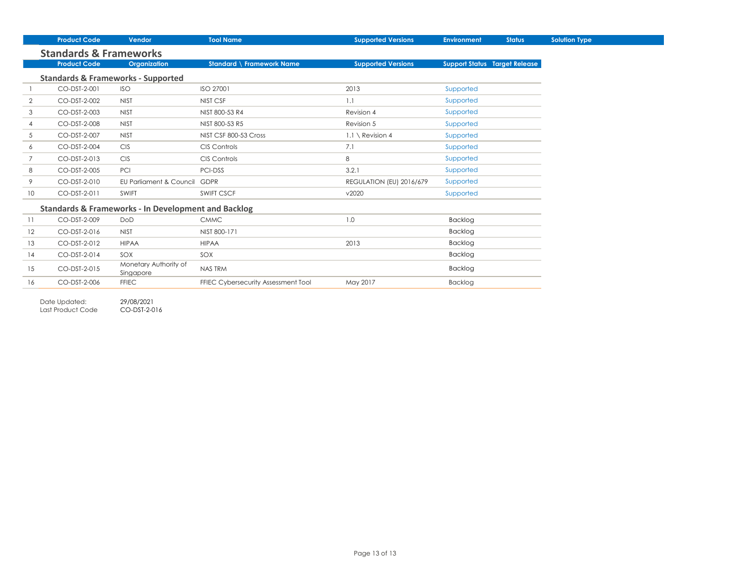| Product Code | Vendor | Tool Name | Supported Versions | Environment | Status | Solution Type |
|---|---|---|---|---|---|---|

## Standards & Frameworks

| | Product Code | Organization | Standard \ Framework Name | Supported Versions | Support Status | Target Release |
|---|---|---|---|---|---|---|
| | **Standards & Frameworks - Supported** | | | | | |
| 1 | CO-DST-2-001 | ISO | ISO 27001 | 2013 | Supported | |
| 2 | CO-DST-2-002 | NIST | NIST CSF | 1.1 | Supported | |
| 3 | CO-DST-2-003 | NIST | NIST 800-53 R4 | Revision 4 | Supported | |
| 4 | CO-DST-2-008 | NIST | NIST 800-53 R5 | Revision 5 | Supported | |
| 5 | CO-DST-2-007 | NIST | NIST CSF 800-53 Cross | 1.1 \ Revision 4 | Supported | |
| 6 | CO-DST-2-004 | CIS | CIS Controls | 7.1 | Supported | |
| 7 | CO-DST-2-013 | CIS | CIS Controls | 8 | Supported | |
| 8 | CO-DST-2-005 | PCI | PCI-DSS | 3.2.1 | Supported | |
| 9 | CO-DST-2-010 | EU Parliament & Council | GDPR | REGULATION (EU) 2016/679 | Supported | |
| 10 | CO-DST-2-011 | SWIFT | SWIFT CSCF | v2020 | Supported | |
| | **Standards & Frameworks - In Development and Backlog** | | | | | |
| 11 | CO-DST-2-009 | DoD | CMMC | 1.0 | Backlog | |
| 12 | CO-DST-2-016 | NIST | NIST 800-171 | | Backlog | |
| 13 | CO-DST-2-012 | HIPAA | HIPAA | 2013 | Backlog | |
| 14 | CO-DST-2-014 | SOX | SOX | | Backlog | |
| 15 | CO-DST-2-015 | Monetary Authority of Singapore | NAS TRM | | Backlog | |
| 16 | CO-DST-2-006 | FFIEC | FFIEC Cybersecurity Assessment Tool | May 2017 | Backlog | |

Date Updated: 29/08/2021
Last Product Code CO-DST-2-016